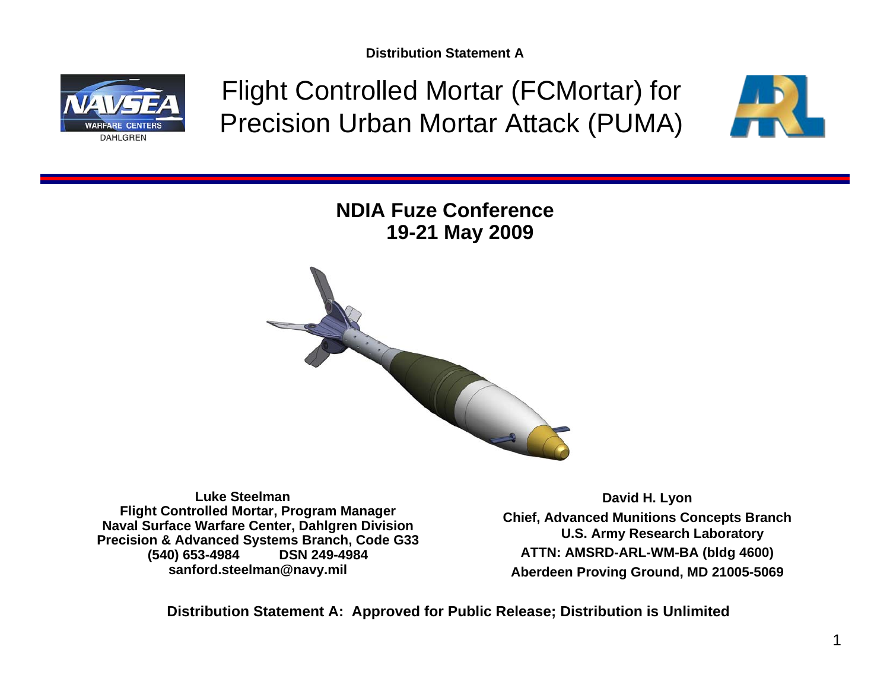Distribution Statement A

# Flight Controlled Mortar (FCMortar) for Precision Urban Mortar Attack (PUMA)

**NDIA Fuze Conference**
**19-21 May 2009**

**Luke Steelman**
**Flight Controlled Mortar, Program Manager**
**Naval Surface Warfare Center, Dahlgren Division**
**Precision & Advanced Systems Branch, Code G33**
**(540) 653-4984 DSN 249-4984**
**sanford.steelman@navy.mil**

**David H. Lyon**
**Chief, Advanced Munitions Concepts Branch**
**U.S. Army Research Laboratory**
**ATTN: AMSRD-ARL-WM-BA (bldg 4600)**
**Aberdeen Proving Ground, MD 21005-5069**

**Distribution Statement A: Approved for Public Release; Distribution is Unlimited**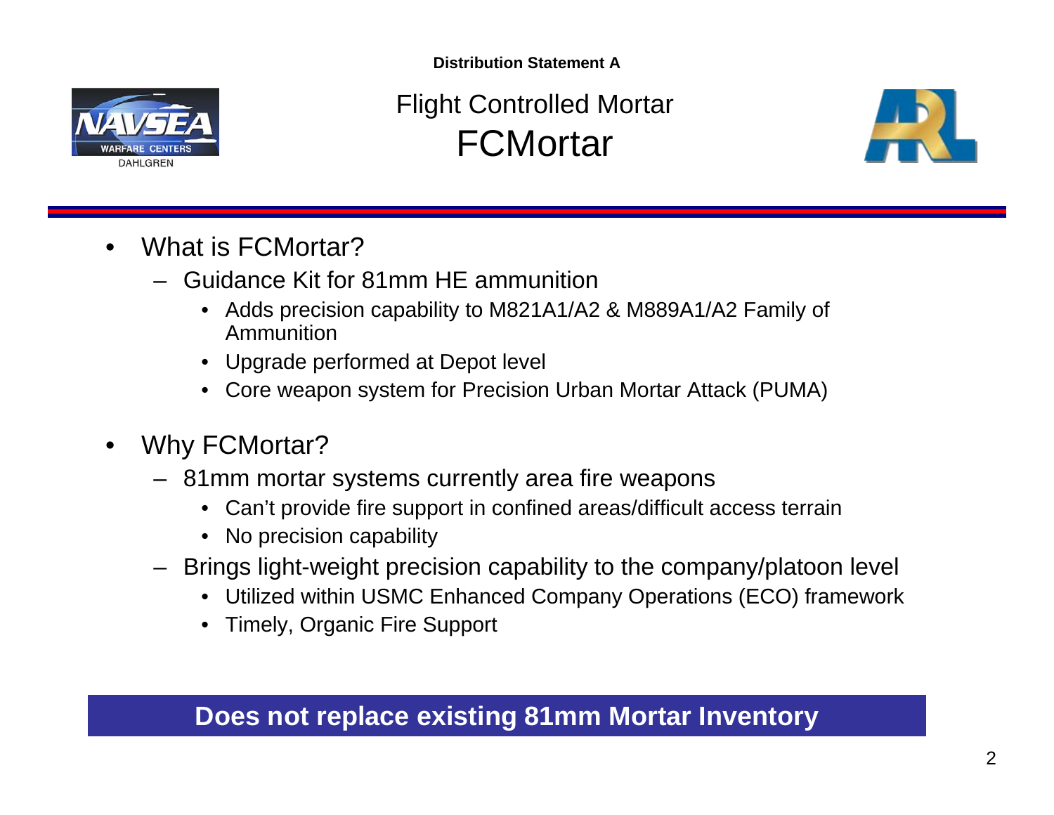Distribution Statement A

# Flight Controlled Mortar
# FCMortar

- What is FCMortar?
  - Guidance Kit for 81mm HE ammunition
    - Adds precision capability to M821A1/A2 & M889A1/A2 Family of Ammunition
    - Upgrade performed at Depot level
    - Core weapon system for Precision Urban Mortar Attack (PUMA)
- Why FCMortar?
  - 81mm mortar systems currently area fire weapons
    - Can't provide fire support in confined areas/difficult access terrain
    - No precision capability
  - Brings light-weight precision capability to the company/platoon level
    - Utilized within USMC Enhanced Company Operations (ECO) framework
    - Timely, Organic Fire Support

**Does not replace existing 81mm Mortar Inventory**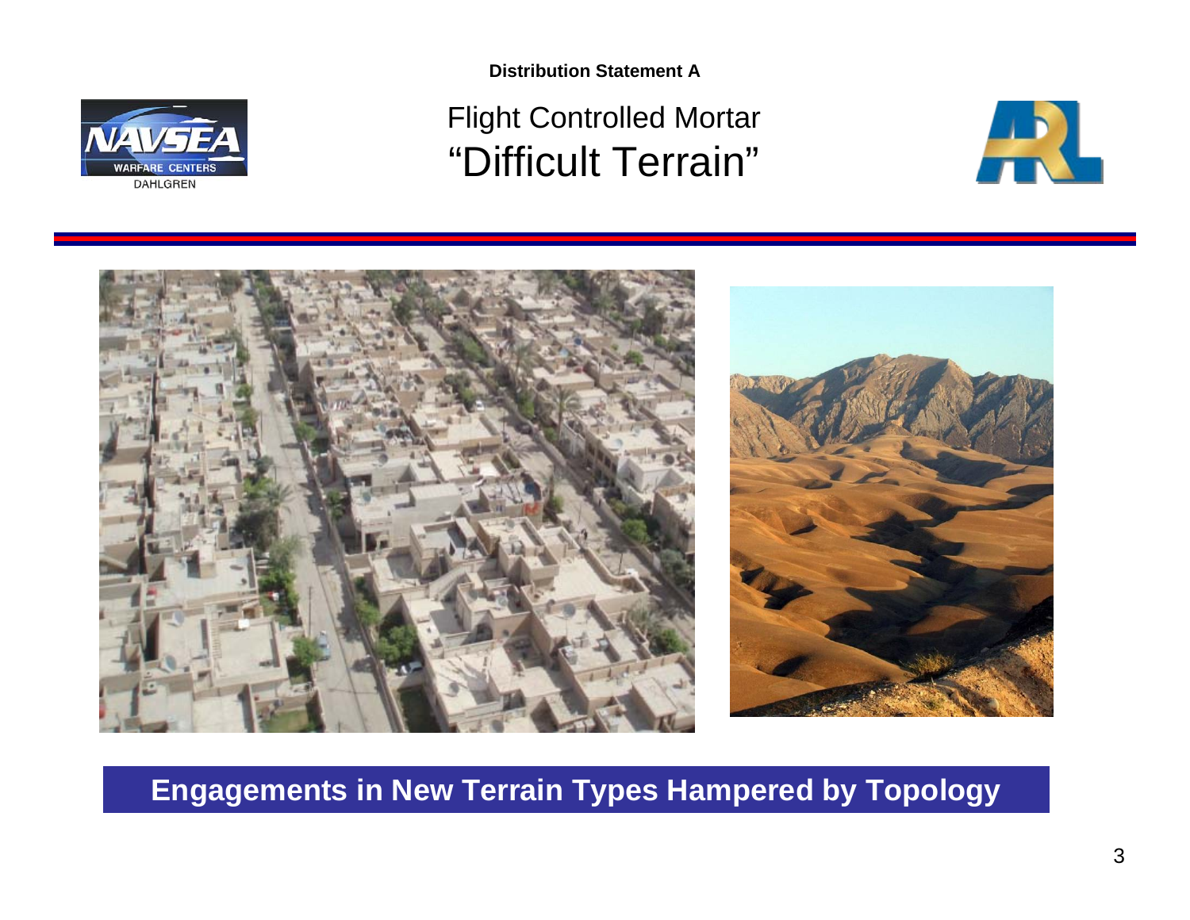Distribution Statement A

# Flight Controlled Mortar
# "Difficult Terrain"

**Engagements in New Terrain Types Hampered by Topology**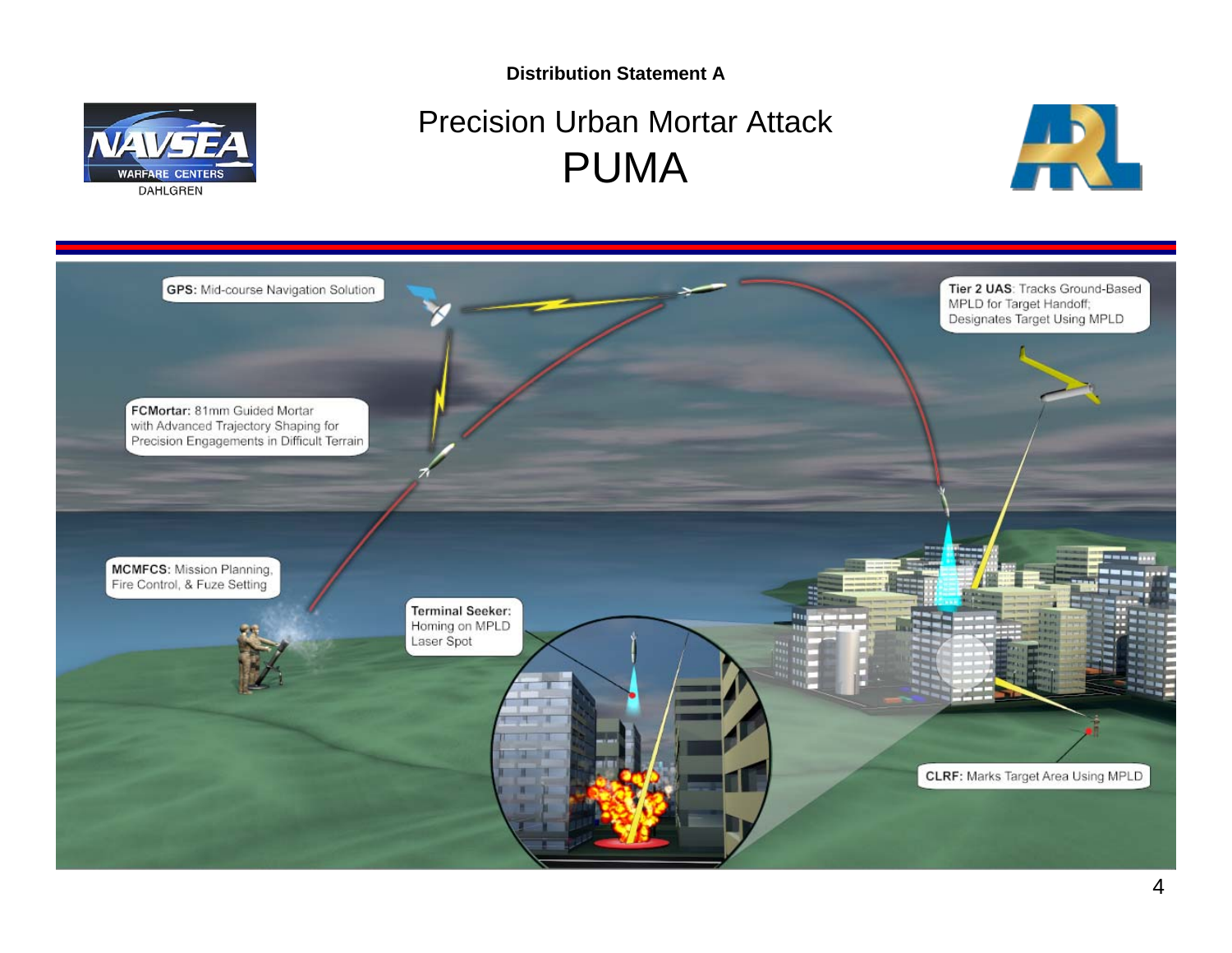Distribution Statement A

# Precision Urban Mortar Attack
# PUMA

**GPS:** Mid-course Navigation Solution

**Tier 2 UAS**: Tracks Ground-Based MPLD for Target Handoff; Designates Target Using MPLD

**FCMortar:** 81mm Guided Mortar with Advanced Trajectory Shaping for Precision Engagements in Difficult Terrain

**MCMFCS:** Mission Planning, Fire Control, & Fuze Setting

**Terminal Seeker:** Homing on MPLD Laser Spot

**CLRF:** Marks Target Area Using MPLD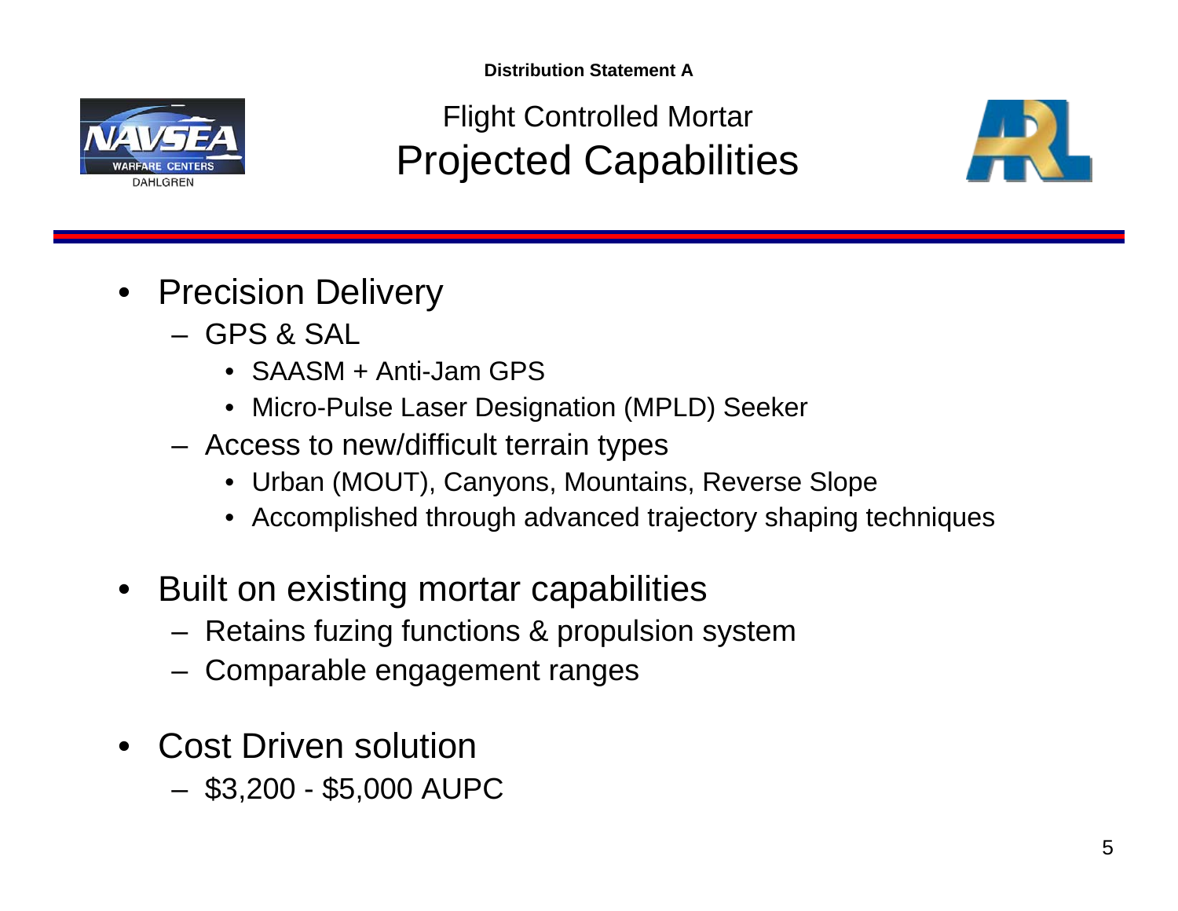Distribution Statement A

NAVSEA WARFARE CENTERS DAHLGREN

# Flight Controlled Mortar
## Projected Capabilities

ARL

- Precision Delivery
  - GPS & SAL
    - SAASM + Anti-Jam GPS
    - Micro-Pulse Laser Designation (MPLD) Seeker
  - Access to new/difficult terrain types
    - Urban (MOUT), Canyons, Mountains, Reverse Slope
    - Accomplished through advanced trajectory shaping techniques
- Built on existing mortar capabilities
  - Retains fuzing functions & propulsion system
  - Comparable engagement ranges
- Cost Driven solution
  - $3,200 - $5,000 AUPC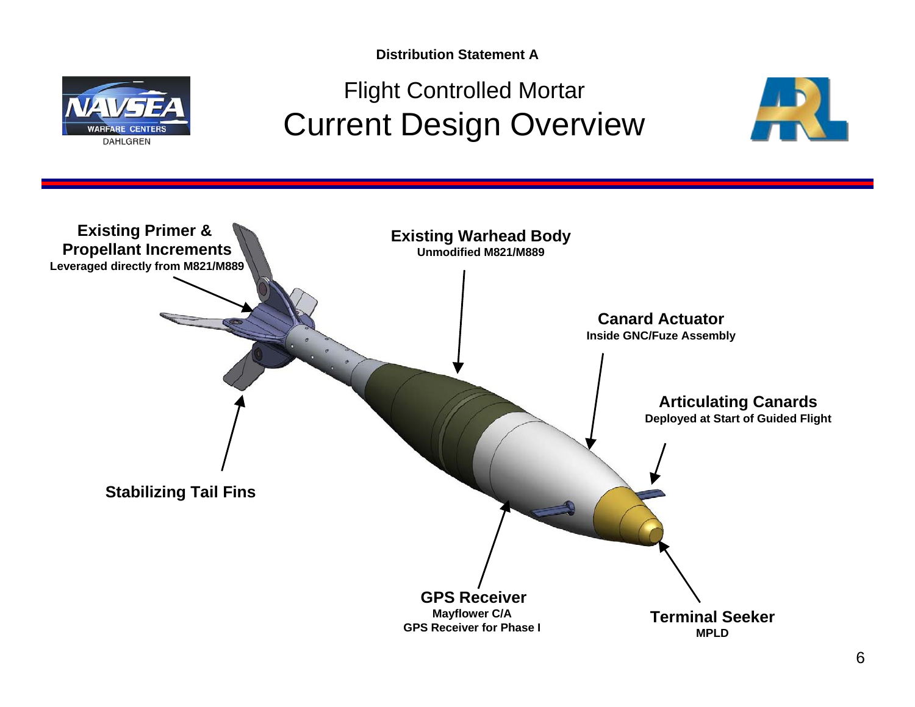Distribution Statement A

# Flight Controlled Mortar
# Current Design Overview

**Existing Primer & Propellant Increments**
**Leveraged directly from M821/M889**

**Existing Warhead Body**
**Unmodified M821/M889**

**Canard Actuator**
**Inside GNC/Fuze Assembly**

**Articulating Canards**
**Deployed at Start of Guided Flight**

**Stabilizing Tail Fins**

**GPS Receiver**
**Mayflower C/A**
**GPS Receiver for Phase I**

**Terminal Seeker**
**MPLD**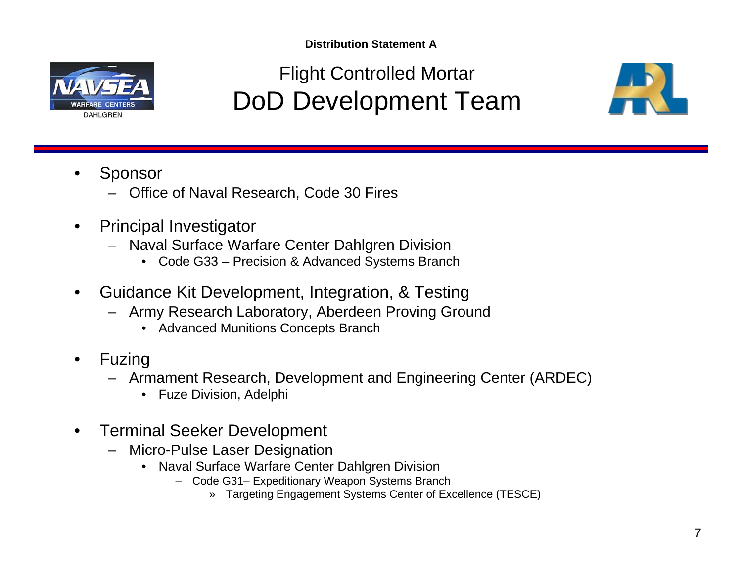Distribution Statement A

# Flight Controlled Mortar
# DoD Development Team

- Sponsor
  - Office of Naval Research, Code 30 Fires
- Principal Investigator
  - Naval Surface Warfare Center Dahlgren Division
    - Code G33 – Precision & Advanced Systems Branch
- Guidance Kit Development, Integration, & Testing
  - Army Research Laboratory, Aberdeen Proving Ground
    - Advanced Munitions Concepts Branch
- Fuzing
  - Armament Research, Development and Engineering Center (ARDEC)
    - Fuze Division, Adelphi
- Terminal Seeker Development
  - Micro-Pulse Laser Designation
    - Naval Surface Warfare Center Dahlgren Division
      - Code G31– Expeditionary Weapon Systems Branch
        - » Targeting Engagement Systems Center of Excellence (TESCE)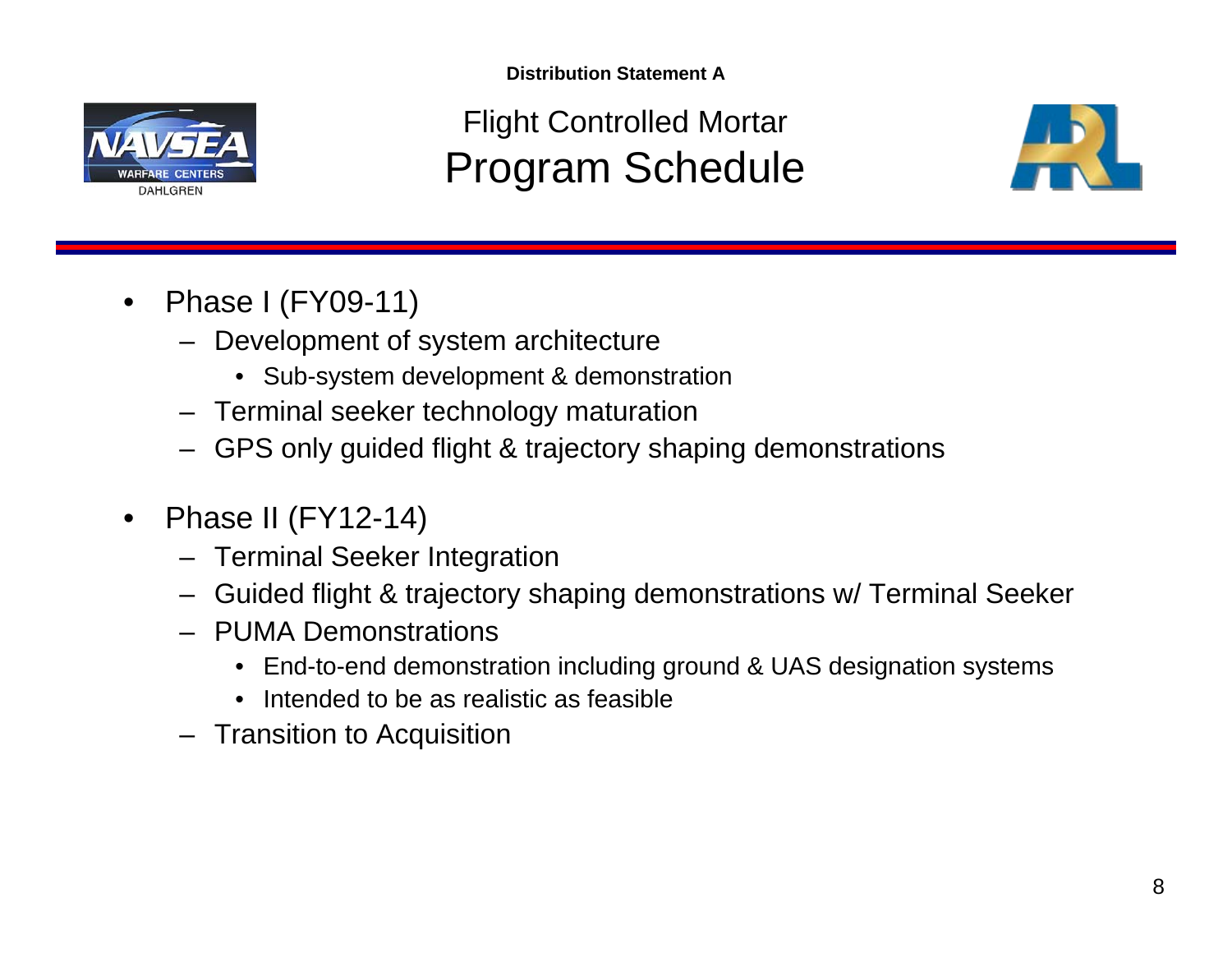Distribution Statement A

# Flight Controlled Mortar
# Program Schedule

- Phase I (FY09-11)
  - Development of system architecture
    - Sub-system development & demonstration
  - Terminal seeker technology maturation
  - GPS only guided flight & trajectory shaping demonstrations

- Phase II (FY12-14)
  - Terminal Seeker Integration
  - Guided flight & trajectory shaping demonstrations w/ Terminal Seeker
  - PUMA Demonstrations
    - End-to-end demonstration including ground & UAS designation systems
    - Intended to be as realistic as feasible
  - Transition to Acquisition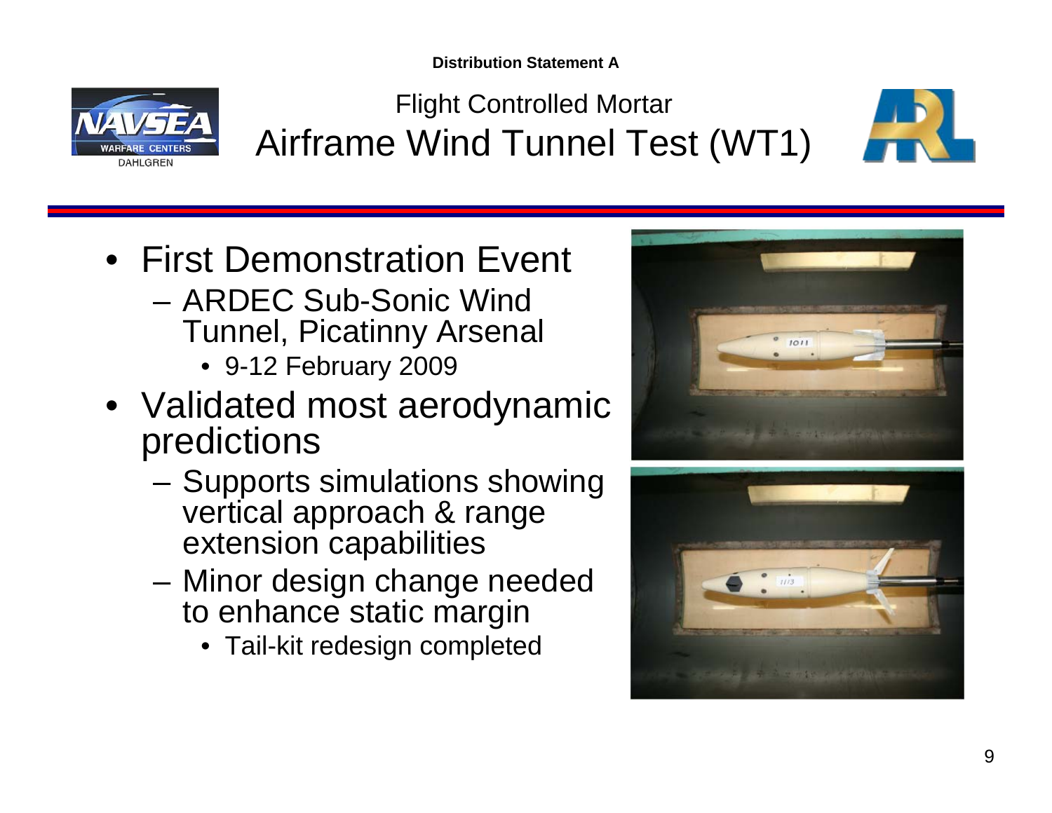Distribution Statement A

# Flight Controlled Mortar
## Airframe Wind Tunnel Test (WT1)

- First Demonstration Event
  - ARDEC Sub-Sonic Wind Tunnel, Picatinny Arsenal
    - 9-12 February 2009
- Validated most aerodynamic predictions
  - Supports simulations showing vertical approach & range extension capabilities
  - Minor design change needed to enhance static margin
    - Tail-kit redesign completed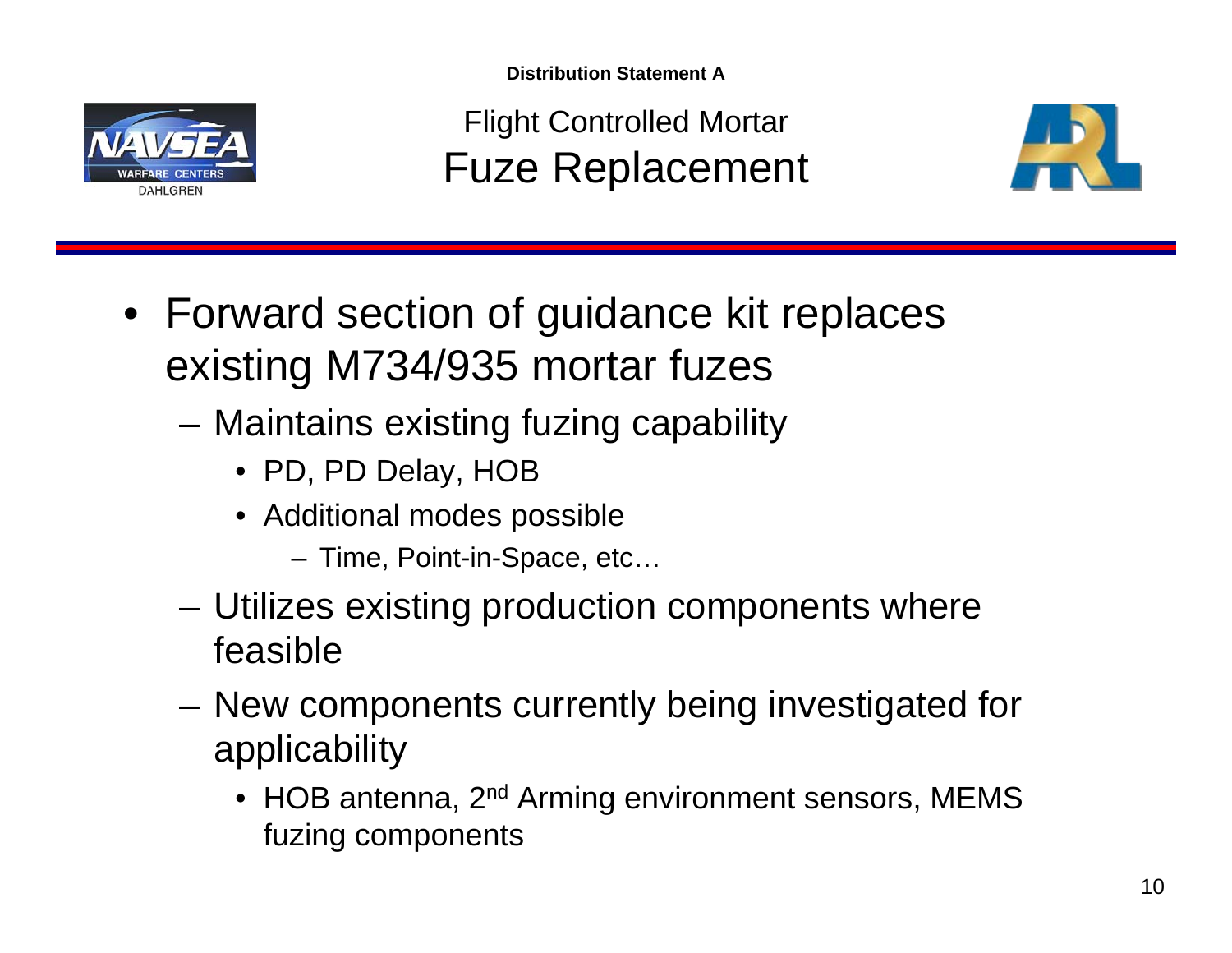Distribution Statement A

# Flight Controlled Mortar
# Fuze Replacement

- Forward section of guidance kit replaces existing M734/935 mortar fuzes
  - Maintains existing fuzing capability
    - PD, PD Delay, HOB
    - Additional modes possible
      - Time, Point-in-Space, etc…
  - Utilizes existing production components where feasible
  - New components currently being investigated for applicability
    - HOB antenna, 2nd Arming environment sensors, MEMS fuzing components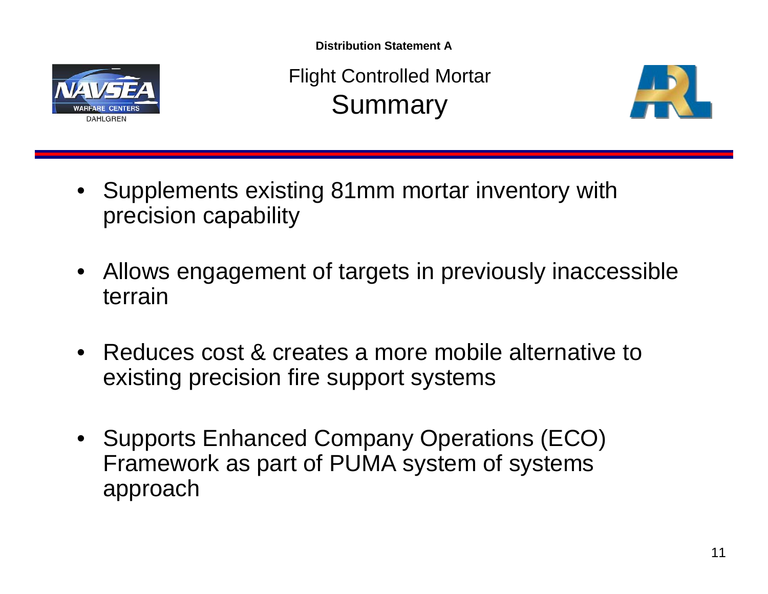Distribution Statement A

NAVSEA WARFARE CENTERS DAHLGREN

# Flight Controlled Mortar
## Summary

- Supplements existing 81mm mortar inventory with precision capability
- Allows engagement of targets in previously inaccessible terrain
- Reduces cost & creates a more mobile alternative to existing precision fire support systems
- Supports Enhanced Company Operations (ECO) Framework as part of PUMA system of systems approach